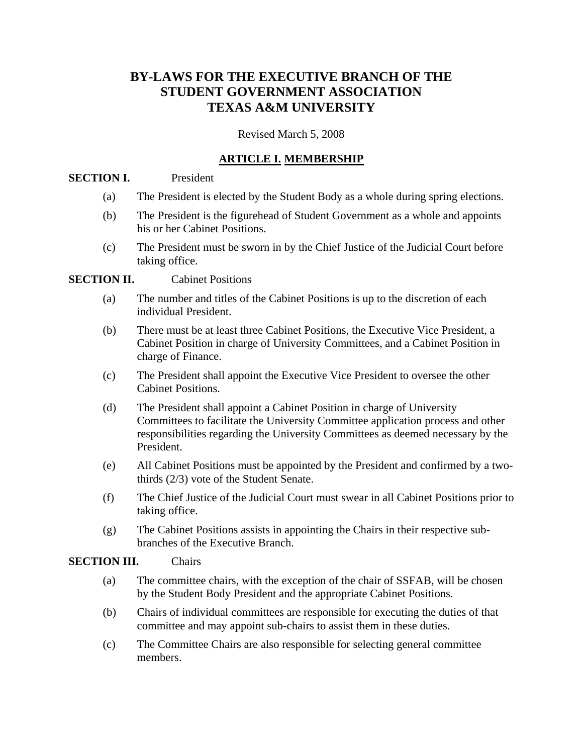# BY-LAWS FOR THE EXECUTIVE BRANCH OF THE STUDENT GOVERNMENT ASSOCIATION TEXAS A&M UNIVERSITY

Revised March 5, 2008

## ARTICLE I. MEMBERSHIP

**SECTION I.** President

(a) The President is elected by the Student Body as a whole during spring elections.

(b) The President is the figurehead of Student Government as a whole and appoints his or her Cabinet Positions.

(c) The President must be sworn in by the Chief Justice of the Judicial Court before taking office.

**SECTION II.** Cabinet Positions

(a) The number and titles of the Cabinet Positions is up to the discretion of each individual President.

(b) There must be at least three Cabinet Positions, the Executive Vice President, a Cabinet Position in charge of University Committees, and a Cabinet Position in charge of Finance.

(c) The President shall appoint the Executive Vice President to oversee the other Cabinet Positions.

(d) The President shall appoint a Cabinet Position in charge of University Committees to facilitate the University Committee application process and other responsibilities regarding the University Committees as deemed necessary by the President.

(e) All Cabinet Positions must be appointed by the President and confirmed by a two-thirds (2/3) vote of the Student Senate.

(f) The Chief Justice of the Judicial Court must swear in all Cabinet Positions prior to taking office.

(g) The Cabinet Positions assists in appointing the Chairs in their respective sub-branches of the Executive Branch.

**SECTION III.** Chairs

(a) The committee chairs, with the exception of the chair of SSFAB, will be chosen by the Student Body President and the appropriate Cabinet Positions.

(b) Chairs of individual committees are responsible for executing the duties of that committee and may appoint sub-chairs to assist them in these duties.

(c) The Committee Chairs are also responsible for selecting general committee members.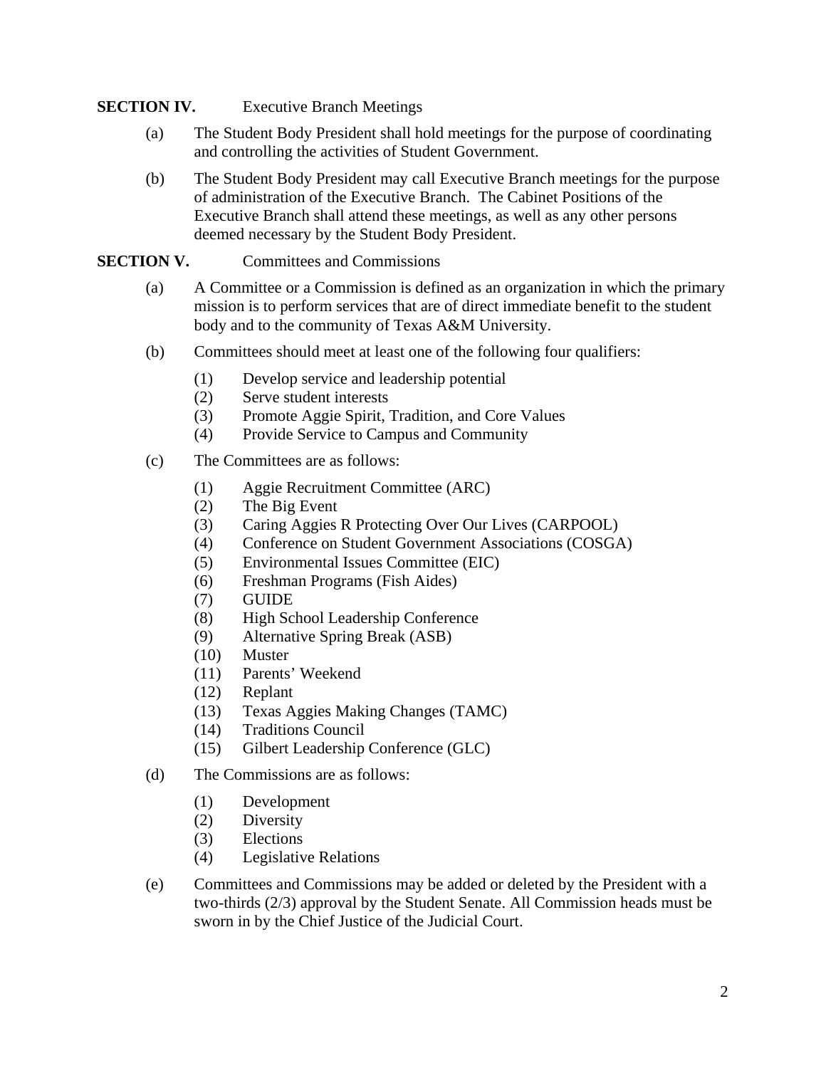**SECTION IV.** Executive Branch Meetings

(a) The Student Body President shall hold meetings for the purpose of coordinating and controlling the activities of Student Government.

(b) The Student Body President may call Executive Branch meetings for the purpose of administration of the Executive Branch. The Cabinet Positions of the Executive Branch shall attend these meetings, as well as any other persons deemed necessary by the Student Body President.

**SECTION V.** Committees and Commissions

(a) A Committee or a Commission is defined as an organization in which the primary mission is to perform services that are of direct immediate benefit to the student body and to the community of Texas A&M University.

(b) Committees should meet at least one of the following four qualifiers:

- (1) Develop service and leadership potential
- (2) Serve student interests
- (3) Promote Aggie Spirit, Tradition, and Core Values
- (4) Provide Service to Campus and Community

(c) The Committees are as follows:

- (1) Aggie Recruitment Committee (ARC)
- (2) The Big Event
- (3) Caring Aggies R Protecting Over Our Lives (CARPOOL)
- (4) Conference on Student Government Associations (COSGA)
- (5) Environmental Issues Committee (EIC)
- (6) Freshman Programs (Fish Aides)
- (7) GUIDE
- (8) High School Leadership Conference
- (9) Alternative Spring Break (ASB)
- (10) Muster
- (11) Parents' Weekend
- (12) Replant
- (13) Texas Aggies Making Changes (TAMC)
- (14) Traditions Council
- (15) Gilbert Leadership Conference (GLC)

(d) The Commissions are as follows:

- (1) Development
- (2) Diversity
- (3) Elections
- (4) Legislative Relations

(e) Committees and Commissions may be added or deleted by the President with a two-thirds (2/3) approval by the Student Senate. All Commission heads must be sworn in by the Chief Justice of the Judicial Court.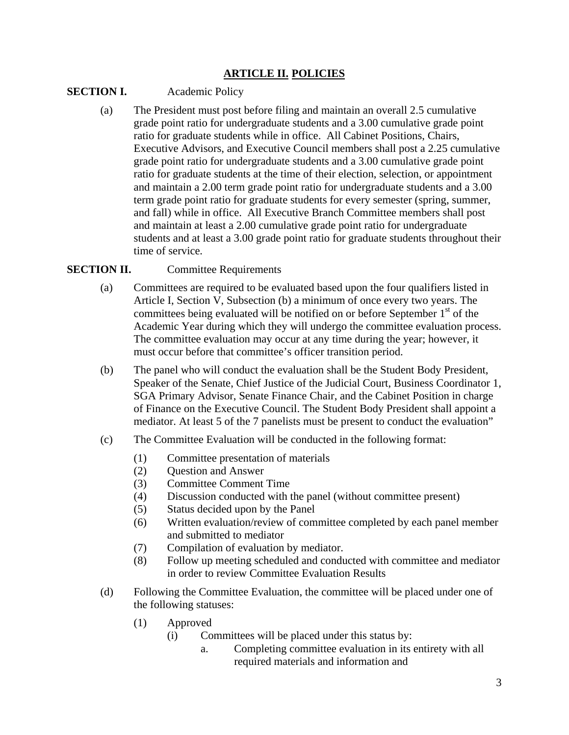## ARTICLE II. POLICIES

**SECTION I.** Academic Policy

(a) The President must post before filing and maintain an overall 2.5 cumulative grade point ratio for undergraduate students and a 3.00 cumulative grade point ratio for graduate students while in office. All Cabinet Positions, Chairs, Executive Advisors, and Executive Council members shall post a 2.25 cumulative grade point ratio for undergraduate students and a 3.00 cumulative grade point ratio for graduate students at the time of their election, selection, or appointment and maintain a 2.00 term grade point ratio for undergraduate students and a 3.00 term grade point ratio for graduate students for every semester (spring, summer, and fall) while in office. All Executive Branch Committee members shall post and maintain at least a 2.00 cumulative grade point ratio for undergraduate students and at least a 3.00 grade point ratio for graduate students throughout their time of service.

**SECTION II.** Committee Requirements

(a) Committees are required to be evaluated based upon the four qualifiers listed in Article I, Section V, Subsection (b) a minimum of once every two years. The committees being evaluated will be notified on or before September 1st of the Academic Year during which they will undergo the committee evaluation process. The committee evaluation may occur at any time during the year; however, it must occur before that committee's officer transition period.

(b) The panel who will conduct the evaluation shall be the Student Body President, Speaker of the Senate, Chief Justice of the Judicial Court, Business Coordinator 1, SGA Primary Advisor, Senate Finance Chair, and the Cabinet Position in charge of Finance on the Executive Council. The Student Body President shall appoint a mediator. At least 5 of the 7 panelists must be present to conduct the evaluation"

(c) The Committee Evaluation will be conducted in the following format:

(1) Committee presentation of materials
(2) Question and Answer
(3) Committee Comment Time
(4) Discussion conducted with the panel (without committee present)
(5) Status decided upon by the Panel
(6) Written evaluation/review of committee completed by each panel member and submitted to mediator
(7) Compilation of evaluation by mediator.
(8) Follow up meeting scheduled and conducted with committee and mediator in order to review Committee Evaluation Results

(d) Following the Committee Evaluation, the committee will be placed under one of the following statuses:

(1) Approved
  (i) Committees will be placed under this status by:
    a. Completing committee evaluation in its entirety with all required materials and information and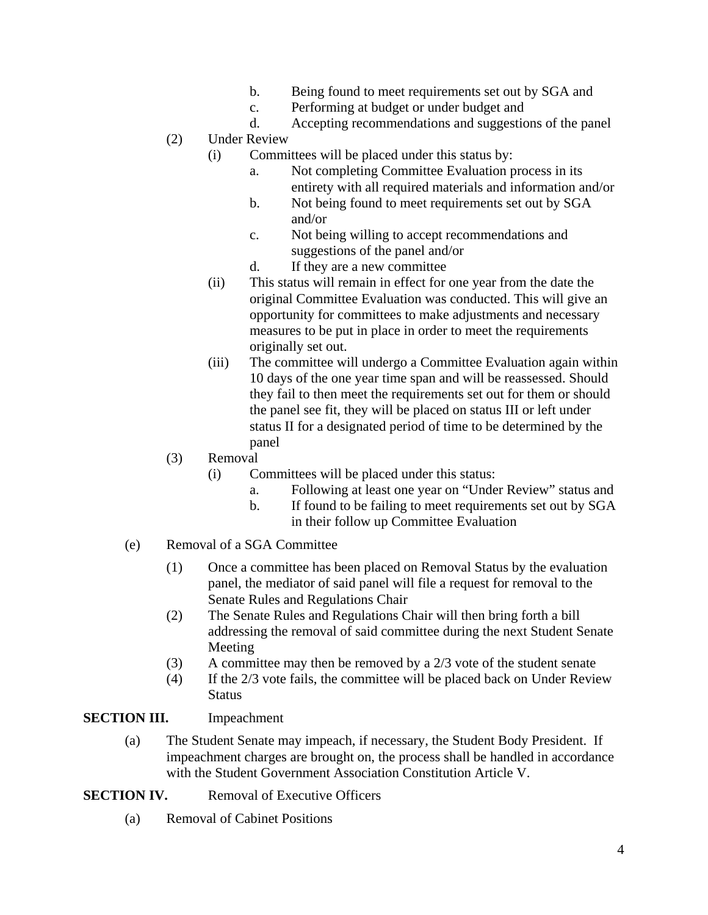- b. Being found to meet requirements set out by SGA and
    - c. Performing at budget or under budget and
    - d. Accepting recommendations and suggestions of the panel

- (2) Under Review
  - (i) Committees will be placed under this status by:
    - a. Not completing Committee Evaluation process in its entirety with all required materials and information and/or
    - b. Not being found to meet requirements set out by SGA and/or
    - c. Not being willing to accept recommendations and suggestions of the panel and/or
    - d. If they are a new committee
  - (ii) This status will remain in effect for one year from the date the original Committee Evaluation was conducted. This will give an opportunity for committees to make adjustments and necessary measures to be put in place in order to meet the requirements originally set out.
  - (iii) The committee will undergo a Committee Evaluation again within 10 days of the one year time span and will be reassessed. Should they fail to then meet the requirements set out for them or should the panel see fit, they will be placed on status III or left under status II for a designated period of time to be determined by the panel
- (3) Removal
  - (i) Committees will be placed under this status:
    - a. Following at least one year on "Under Review" status and
    - b. If found to be failing to meet requirements set out by SGA in their follow up Committee Evaluation

(e) Removal of a SGA Committee

- (1) Once a committee has been placed on Removal Status by the evaluation panel, the mediator of said panel will file a request for removal to the Senate Rules and Regulations Chair
- (2) The Senate Rules and Regulations Chair will then bring forth a bill addressing the removal of said committee during the next Student Senate Meeting
- (3) A committee may then be removed by a 2/3 vote of the student senate
- (4) If the 2/3 vote fails, the committee will be placed back on Under Review Status

**SECTION III.** Impeachment

(a) The Student Senate may impeach, if necessary, the Student Body President. If impeachment charges are brought on, the process shall be handled in accordance with the Student Government Association Constitution Article V.

**SECTION IV.** Removal of Executive Officers

(a) Removal of Cabinet Positions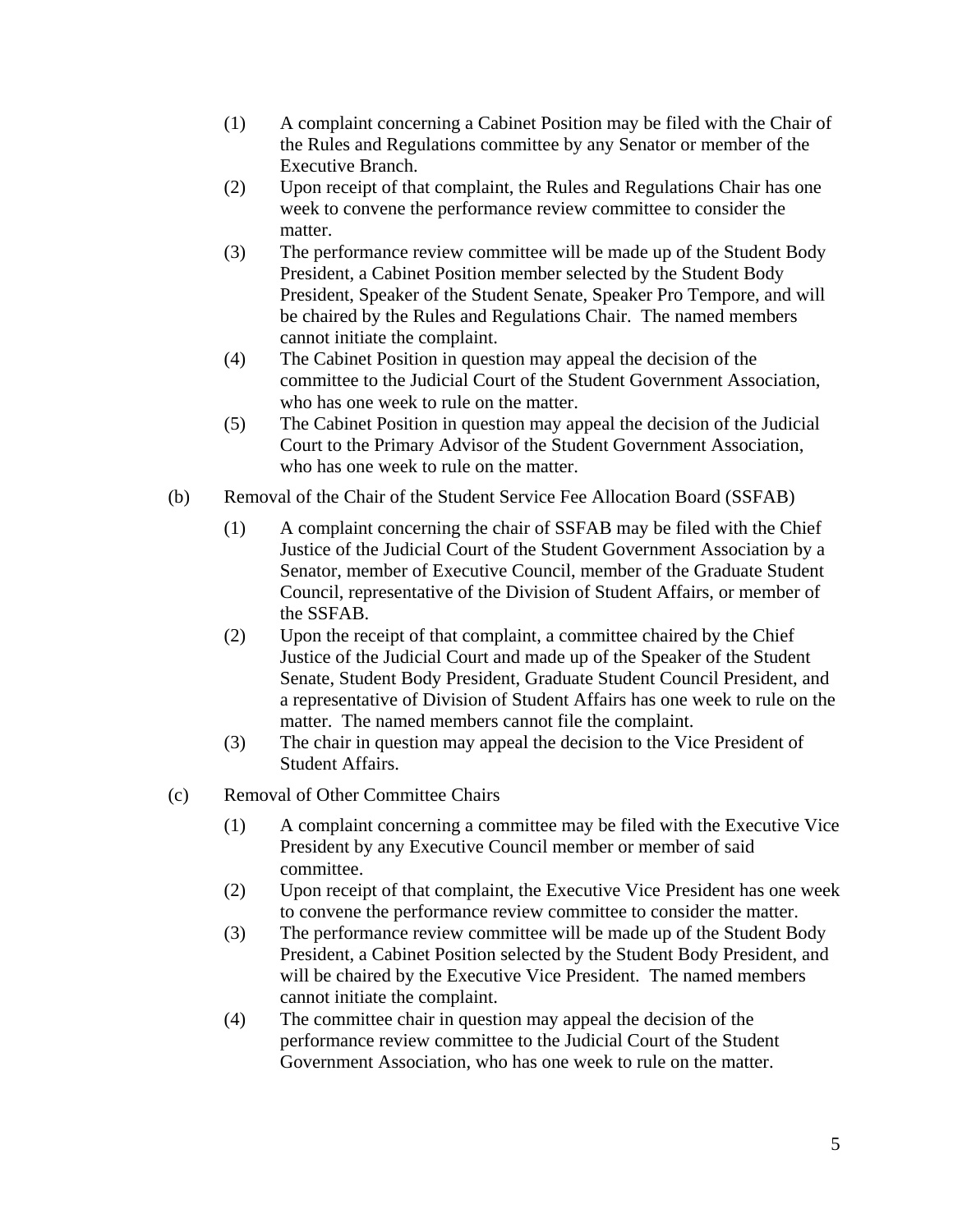(1) A complaint concerning a Cabinet Position may be filed with the Chair of the Rules and Regulations committee by any Senator or member of the Executive Branch.

(2) Upon receipt of that complaint, the Rules and Regulations Chair has one week to convene the performance review committee to consider the matter.

(3) The performance review committee will be made up of the Student Body President, a Cabinet Position member selected by the Student Body President, Speaker of the Student Senate, Speaker Pro Tempore, and will be chaired by the Rules and Regulations Chair. The named members cannot initiate the complaint.

(4) The Cabinet Position in question may appeal the decision of the committee to the Judicial Court of the Student Government Association, who has one week to rule on the matter.

(5) The Cabinet Position in question may appeal the decision of the Judicial Court to the Primary Advisor of the Student Government Association, who has one week to rule on the matter.

(b) Removal of the Chair of the Student Service Fee Allocation Board (SSFAB)

(1) A complaint concerning the chair of SSFAB may be filed with the Chief Justice of the Judicial Court of the Student Government Association by a Senator, member of Executive Council, member of the Graduate Student Council, representative of the Division of Student Affairs, or member of the SSFAB.

(2) Upon the receipt of that complaint, a committee chaired by the Chief Justice of the Judicial Court and made up of the Speaker of the Student Senate, Student Body President, Graduate Student Council President, and a representative of Division of Student Affairs has one week to rule on the matter. The named members cannot file the complaint.

(3) The chair in question may appeal the decision to the Vice President of Student Affairs.

(c) Removal of Other Committee Chairs

(1) A complaint concerning a committee may be filed with the Executive Vice President by any Executive Council member or member of said committee.

(2) Upon receipt of that complaint, the Executive Vice President has one week to convene the performance review committee to consider the matter.

(3) The performance review committee will be made up of the Student Body President, a Cabinet Position selected by the Student Body President, and will be chaired by the Executive Vice President. The named members cannot initiate the complaint.

(4) The committee chair in question may appeal the decision of the performance review committee to the Judicial Court of the Student Government Association, who has one week to rule on the matter.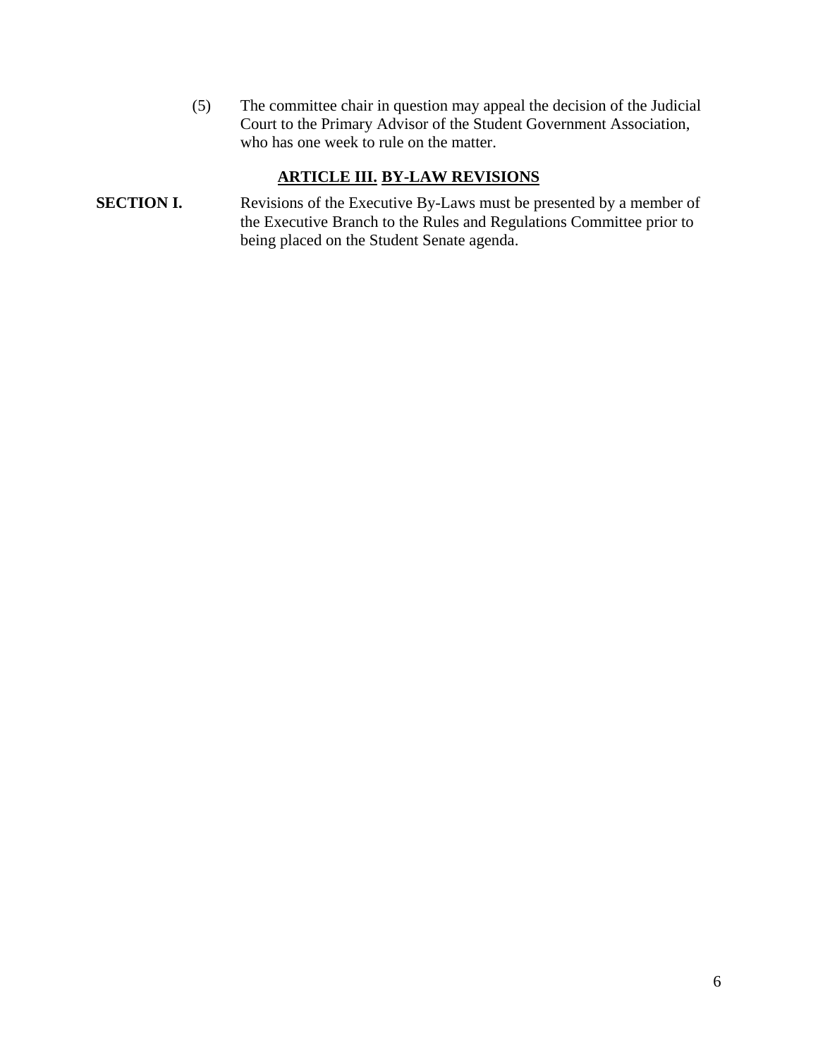(5) The committee chair in question may appeal the decision of the Judicial Court to the Primary Advisor of the Student Government Association, who has one week to rule on the matter.

## ARTICLE III. BY-LAW REVISIONS

**SECTION I.** Revisions of the Executive By-Laws must be presented by a member of the Executive Branch to the Rules and Regulations Committee prior to being placed on the Student Senate agenda.